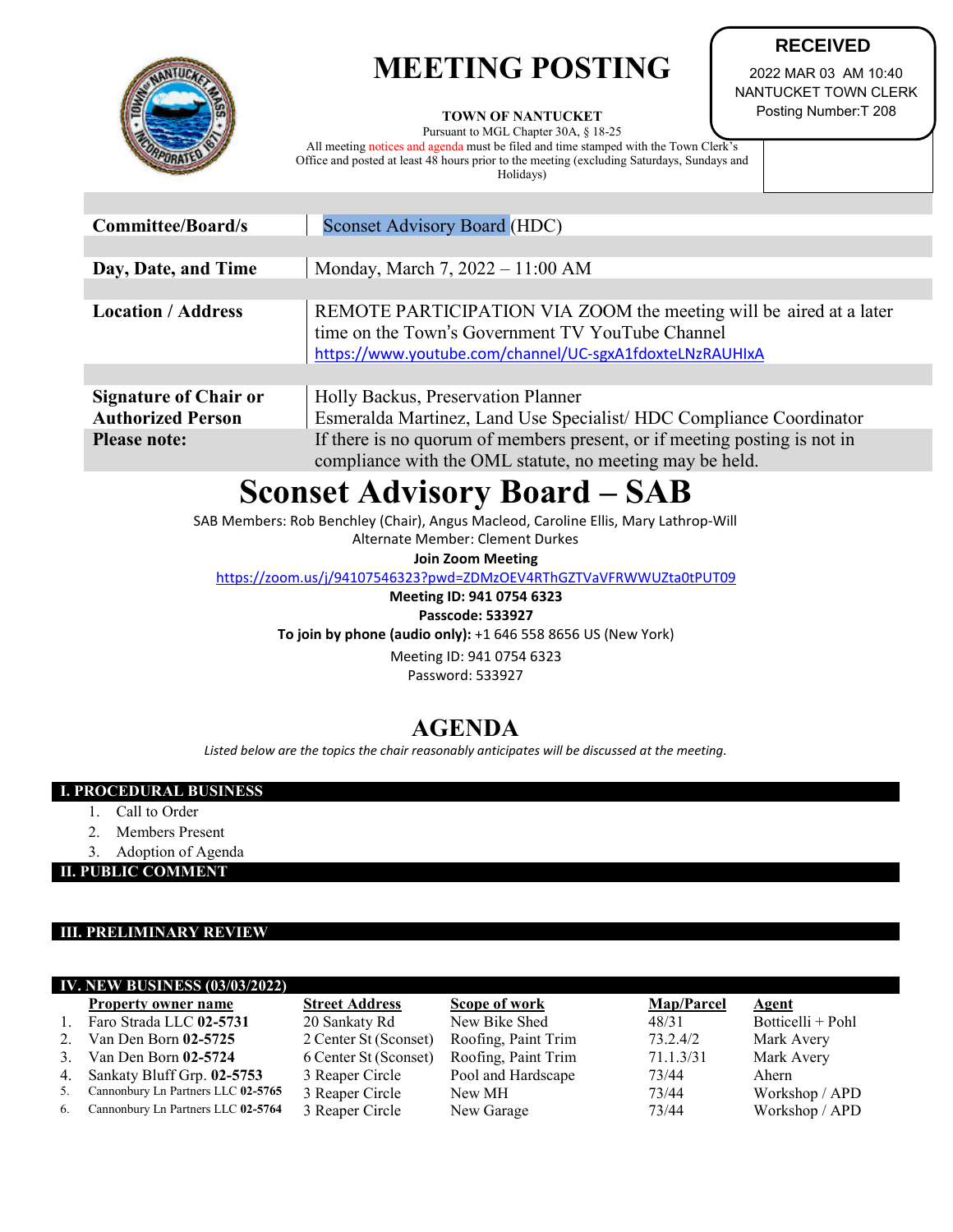# MEETING POSTING

**RECEIVED**
2022 MAR 03 AM 10:40
NANTUCKET TOWN CLERK
Posting Number:T 208

**TOWN OF NANTUCKET**
Pursuant to MGL Chapter 30A, § 18-25
All meeting notices and agenda must be filed and time stamped with the Town Clerk's Office and posted at least 48 hours prior to the meeting (excluding Saturdays, Sundays and Holidays)

| | |
|---|---|
| **Committee/Board/s** | Sconset Advisory Board (HDC) |
| **Day, Date, and Time** | Monday, March 7, 2022 – 11:00 AM |
| **Location / Address** | REMOTE PARTICIPATION VIA ZOOM the meeting will be aired at a later time on the Town's Government TV YouTube Channel https://www.youtube.com/channel/UC-sgxA1fdoxteLNzRAUHIxA |
| **Signature of Chair or Authorized Person** | Holly Backus, Preservation Planner<br>Esmeralda Martinez, Land Use Specialist/ HDC Compliance Coordinator |
| **Please note:** | If there is no quorum of members present, or if meeting posting is not in compliance with the OML statute, no meeting may be held. |

# Sconset Advisory Board – SAB

SAB Members: Rob Benchley (Chair), Angus Macleod, Caroline Ellis, Mary Lathrop-Will
Alternate Member: Clement Durkes

**Join Zoom Meeting**
https://zoom.us/j/94107546323?pwd=ZDMzOEV4RThGZTVaVFRWWUZta0tPUT09
**Meeting ID: 941 0754 6323**
**Passcode: 533927**
**To join by phone (audio only):** +1 646 558 8656 US (New York)
Meeting ID: 941 0754 6323
Password: 533927

## AGENDA

*Listed below are the topics the chair reasonably anticipates will be discussed at the meeting.*

### I. PROCEDURAL BUSINESS

1. Call to Order
2. Members Present
3. Adoption of Agenda

### II. PUBLIC COMMENT

### III. PRELIMINARY REVIEW

### IV. NEW BUSINESS (03/03/2022)

| | Property owner name | Street Address | Scope of work | Map/Parcel | Agent |
|---|---|---|---|---|---|
| 1. | Faro Strada LLC **02-5731** | 20 Sankaty Rd | New Bike Shed | 48/31 | Botticelli + Pohl |
| 2. | Van Den Born **02-5725** | 2 Center St (Sconset) | Roofing, Paint Trim | 73.2.4/2 | Mark Avery |
| 3. | Van Den Born **02-5724** | 6 Center St (Sconset) | Roofing, Paint Trim | 71.1.3/31 | Mark Avery |
| 4. | Sankaty Bluff Grp. **02-5753** | 3 Reaper Circle | Pool and Hardscape | 73/44 | Ahern |
| 5. | Cannonbury Ln Partners LLC **02-5765** | 3 Reaper Circle | New MH | 73/44 | Workshop / APD |
| 6. | Cannonbury Ln Partners LLC **02-5764** | 3 Reaper Circle | New Garage | 73/44 | Workshop / APD |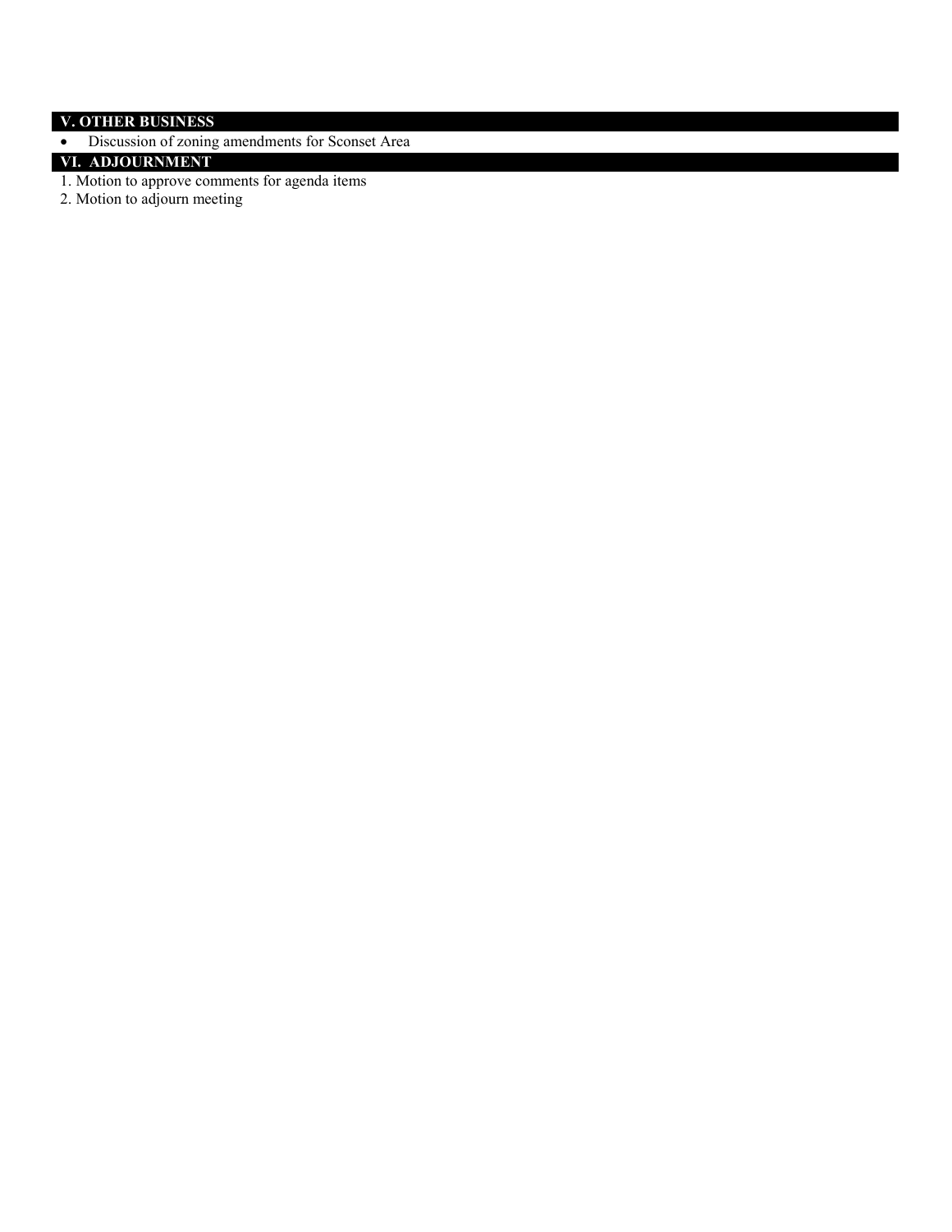## V. OTHER BUSINESS

- Discussion of zoning amendments for Sconset Area

## VI. ADJOURNMENT

1. Motion to approve comments for agenda items
2. Motion to adjourn meeting